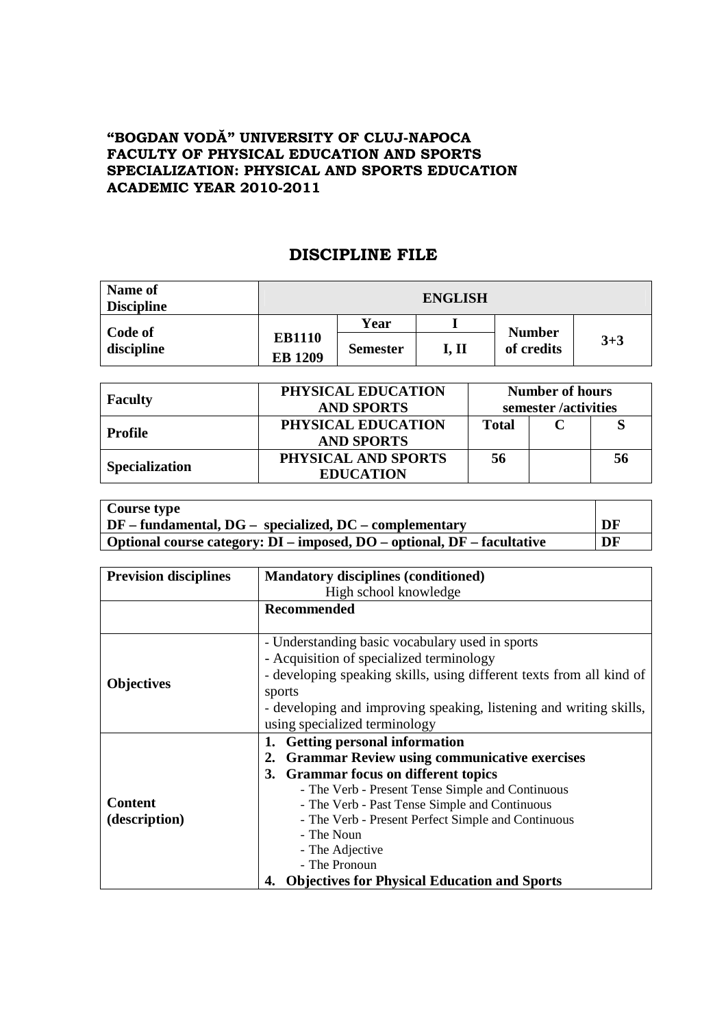**"BOGDAN VODĂ" UNIVERSITY OF CLUJ-NAPOCA**
**FACULTY OF PHYSICAL EDUCATION AND SPORTS**
**SPECIALIZATION: PHYSICAL AND SPORTS EDUCATION**
**ACADEMIC YEAR 2010-2011**

# DISCIPLINE FILE

| | | | | | |
|---|---|---|---|---|---|
| **Name of Discipline** | **ENGLISH** | | | | |
| **Code of discipline** | **EB1110** **EB 1209** | **Year** | **I** | **Number of credits** | **3+3** |
| | | **Semester** | **I, II** | | |

| | | | | |
|---|---|---|---|---|
| **Faculty** | **PHYSICAL EDUCATION AND SPORTS** | **Number of hours semester /activities** | | |
| **Profile** | **PHYSICAL EDUCATION AND SPORTS** | **Total** | **C** | **S** |
| **Specialization** | **PHYSICAL AND SPORTS EDUCATION** | **56** | | **56** |

| | |
|---|---|
| **Course type** **DF – fundamental, DG – specialized, DC – complementary** | **DF** |
| **Optional course category: DI – imposed, DO – optional, DF – facultative** | **DF** |

| | |
|---|---|
| **Prevision disciplines** | **Mandatory disciplines (conditioned)** High school knowledge |
| | **Recommended** |
| **Objectives** | - Understanding basic vocabulary used in sports<br>- Acquisition of specialized terminology<br>- developing speaking skills, using different texts from all kind of sports<br>- developing and improving speaking, listening and writing skills, using specialized terminology |
| **Content (description)** | **1. Getting personal information**<br>**2. Grammar Review using communicative exercises**<br>**3. Grammar focus on different topics**<br>- The Verb - Present Tense Simple and Continuous<br>- The Verb - Past Tense Simple and Continuous<br>- The Verb - Present Perfect Simple and Continuous<br>- The Noun<br>- The Adjective<br>- The Pronoun<br>**4. Objectives for Physical Education and Sports** |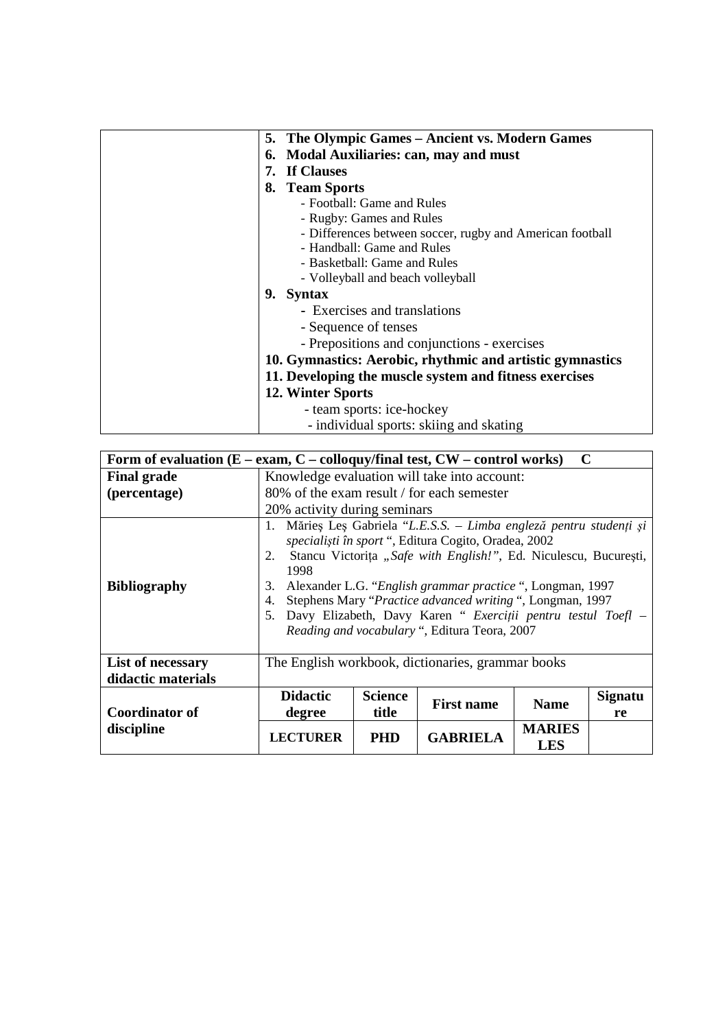| | |
|---|---|
| | **5. The Olympic Games – Ancient vs. Modern Games**<br>**6. Modal Auxiliaries: can, may and must**<br>**7. If Clauses**<br>**8. Team Sports**<br>- Football: Game and Rules<br>- Rugby: Games and Rules<br>- Differences between soccer, rugby and American football<br>- Handball: Game and Rules<br>- Basketball: Game and Rules<br>- Volleyball and beach volleyball<br>**9. Syntax**<br>- Exercises and translations<br>- Sequence of tenses<br>- Prepositions and conjunctions - exercises<br>**10. Gymnastics: Aerobic, rhythmic and artistic gymnastics**<br>**11. Developing the muscle system and fitness exercises**<br>**12. Winter Sports**<br>- team sports: ice-hockey<br>- individual sports: skiing and skating |

| **Form of evaluation (E – exam, C – colloquy/final test, CW – control works)** | | | | | **C** |
|---|---|---|---|---|---|
| **Final grade (percentage)** | Knowledge evaluation will take into account:<br>80% of the exam result / for each semester<br>20% activity during seminars | | | | |
| **Bibliography** | 1. Mărieş Leş Gabriela "*L.E.S.S. – Limba engleză pentru studenţi şi specialişti în sport* ", Editura Cogito, Oradea, 2002<br>2. Stancu Victoriţa *„Safe with English!"*, Ed. Niculescu, Bucureşti, 1998<br>3. Alexander L.G. "*English grammar practice* ", Longman, 1997<br>4. Stephens Mary "*Practice advanced writing* ", Longman, 1997<br>5. Davy Elizabeth, Davy Karen " *Exerciţii pentru testul Toefl – Reading and vocabulary* ", Editura Teora, 2007 | | | | |
| **List of necessary didactic materials** | The English workbook, dictionaries, grammar books | | | | |
| **Coordinator of discipline** | **Didactic degree** | **Science title** | **First name** | **Name** | **Signature** |
| | **LECTURER** | **PHD** | **GABRIELA** | **MARIES LES** | |